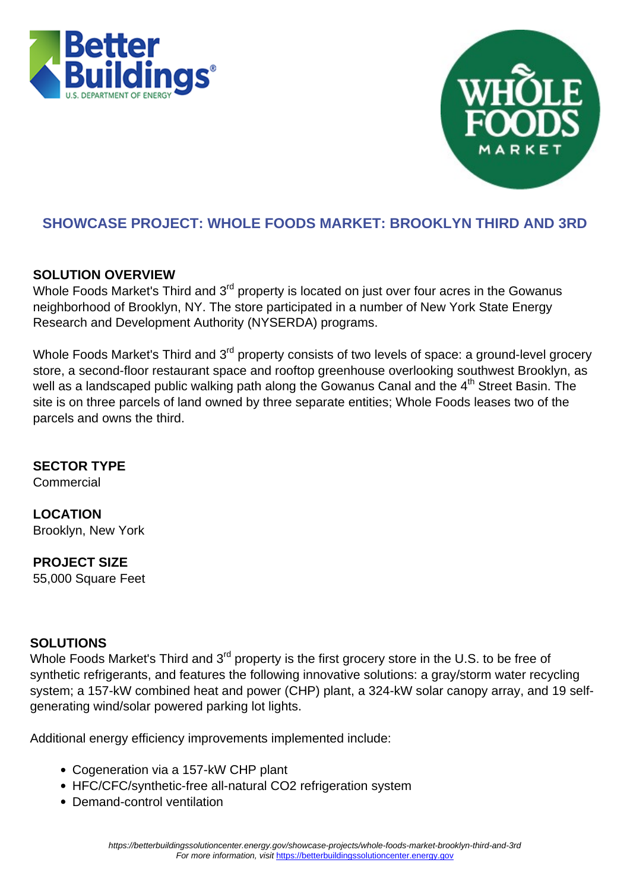## SHOWCASE PROJECT: WHOLE FOODS MARKET: BROOKLYN THIRD AND 3RD

### SOLUTION OVERVIEW

Whole Foods Market's Third and 3rd property is located on just over four acres in the Gowanus neighborhood of Brooklyn, NY. The store participated in a number of New York State Energy Research and Development Authority (NYSERDA) programs.

Whole Foods Market's Third and 3rd property consists of two levels of space: a ground-level grocery store, a second-floor restaurant space and rooftop greenhouse overlooking southwest Brooklyn, as well as a landscaped public walking path along the Gowanus Canal and the 4th Street Basin. The site is on three parcels of land owned by three separate entities; Whole Foods leases two of the parcels and owns the third.

### SECTOR TYPE

Commercial

### LOCATION

Brooklyn, New York

### PROJECT SIZE

55,000 Square Feet

### SOLUTIONS

Whole Foods Market's Third and 3rd property is the first grocery store in the U.S. to be free of synthetic refrigerants, and features the following innovative solutions: a gray/storm water recycling system; a 157-kW combined heat and power (CHP) plant, a 324-kW solar canopy array, and 19 self-generating wind/solar powered parking lot lights.

Additional energy efficiency improvements implemented include:

- Cogeneration via a 157-kW CHP plant
- HFC/CFC/synthetic-free all-natural $CO_2$ refrigeration system
- Demand-control ventilation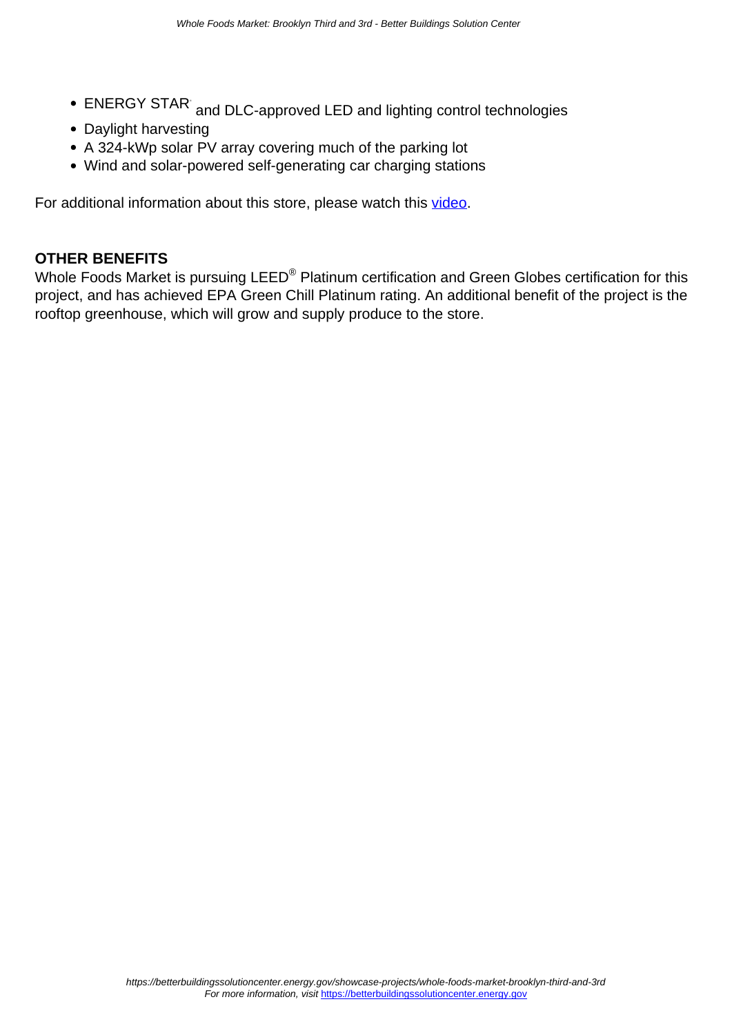- ENERGY STAR® and DLC-approved LED and lighting control technologies
- Daylight harvesting
- A 324-kWp solar PV array covering much of the parking lot
- Wind and solar-powered self-generating car charging stations

For additional information about this store, please watch this video.

**OTHER BENEFITS**

Whole Foods Market is pursuing LEED® Platinum certification and Green Globes certification for this project, and has achieved EPA Green Chill Platinum rating. An additional benefit of the project is the rooftop greenhouse, which will grow and supply produce to the store.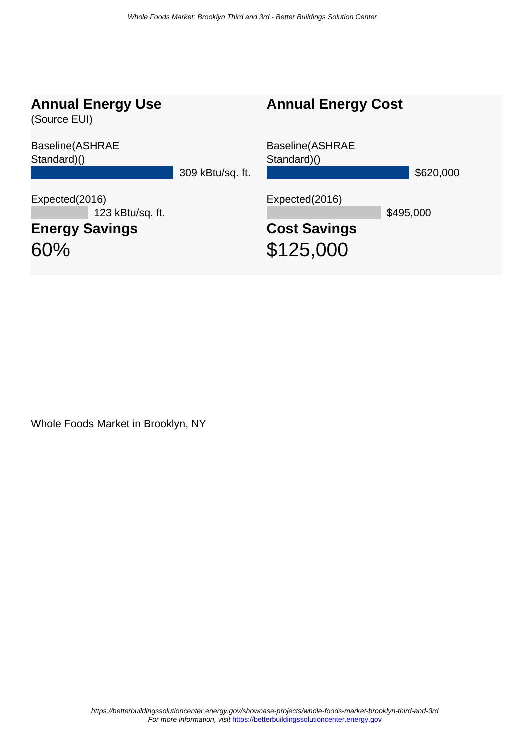## Annual Energy Use

(Source EUI)

Baseline(ASHRAE Standard)()

309 kBtu/sq. ft.

Expected(2016)

123 kBtu/sq. ft.

### Energy Savings

60%

## Annual Energy Cost

Baseline(ASHRAE Standard)()

$620,000

Expected(2016)

$495,000

### Cost Savings

$125,000

Whole Foods Market in Brooklyn, NY